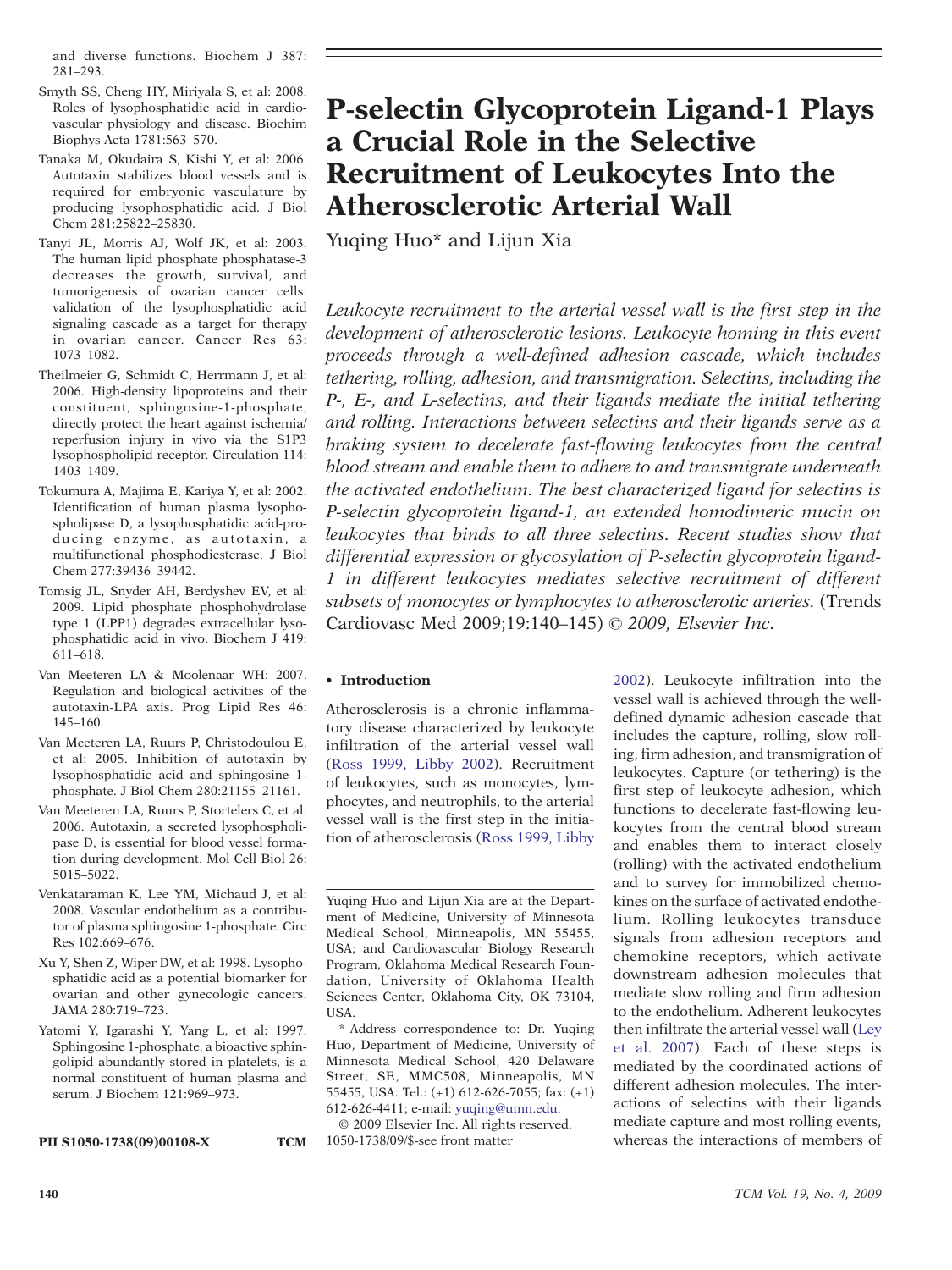and diverse functions. Biochem J 387: 281–293.

Smyth SS, Cheng HY, Miriyala S, et al: 2008. Roles of lysophosphatidic acid in cardiovascular physiology and disease. Biochim Biophys Acta 1781:563–570.

Tanaka M, Okudaira S, Kishi Y, et al: 2006. Autotaxin stabilizes blood vessels and is required for embryonic vasculature by producing lysophosphatidic acid. J Biol Chem 281:25822–25830.

Tanyi JL, Morris AJ, Wolf JK, et al: 2003. The human lipid phosphate phosphatase-3 decreases the growth, survival, and tumorigenesis of ovarian cancer cells: validation of the lysophosphatidic acid signaling cascade as a target for therapy in ovarian cancer. Cancer Res 63: 1073–1082.

Theilmeier G, Schmidt C, Herrmann J, et al: 2006. High-density lipoproteins and their constituent, sphingosine-1-phosphate, directly protect the heart against ischemia/reperfusion injury in vivo via the S1P3 lysophospholipid receptor. Circulation 114: 1403–1409.

Tokumura A, Majima E, Kariya Y, et al: 2002. Identification of human plasma lysophospholipase D, a lysophosphatidic acid-producing enzyme, as autotaxin, a multifunctional phosphodiesterase. J Biol Chem 277:39436–39442.

Tomsig JL, Snyder AH, Berdyshev EV, et al: 2009. Lipid phosphate phosphohydrolase type 1 (LPP1) degrades extracellular lysophosphatidic acid in vivo. Biochem J 419: 611–618.

Van Meeteren LA & Moolenaar WH: 2007. Regulation and biological activities of the autotaxin-LPA axis. Prog Lipid Res 46: 145–160.

Van Meeteren LA, Ruurs P, Christodoulou E, et al: 2005. Inhibition of autotaxin by lysophosphatidic acid and sphingosine 1-phosphate. J Biol Chem 280:21155–21161.

Van Meeteren LA, Ruurs P, Stortelers C, et al: 2006. Autotaxin, a secreted lysophospholipase D, is essential for blood vessel formation during development. Mol Cell Biol 26: 5015–5022.

Venkataraman K, Lee YM, Michaud J, et al: 2008. Vascular endothelium as a contributor of plasma sphingosine 1-phosphate. Circ Res 102:669–676.

Xu Y, Shen Z, Wiper DW, et al: 1998. Lysophosphatidic acid as a potential biomarker for ovarian and other gynecologic cancers. JAMA 280:719–723.

Yatomi Y, Igarashi Y, Yang L, et al: 1997. Sphingosine 1-phosphate, a bioactive sphingolipid abundantly stored in platelets, is a normal constituent of human plasma and serum. J Biochem 121:969–973.

PII S1050-1738(09)00108-X TCM

# P-selectin Glycoprotein Ligand-1 Plays a Crucial Role in the Selective Recruitment of Leukocytes Into the Atherosclerotic Arterial Wall

Yuqing Huo* and Lijun Xia

*Leukocyte recruitment to the arterial vessel wall is the first step in the development of atherosclerotic lesions. Leukocyte homing in this event proceeds through a well-defined adhesion cascade, which includes tethering, rolling, adhesion, and transmigration. Selectins, including the P-, E-, and L-selectins, and their ligands mediate the initial tethering and rolling. Interactions between selectins and their ligands serve as a braking system to decelerate fast-flowing leukocytes from the central blood stream and enable them to adhere to and transmigrate underneath the activated endothelium. The best characterized ligand for selectins is P-selectin glycoprotein ligand-1, an extended homodimeric mucin on leukocytes that binds to all three selectins. Recent studies show that differential expression or glycosylation of P-selectin glycoprotein ligand-1 in different leukocytes mediates selective recruitment of different subsets of monocytes or lymphocytes to atherosclerotic arteries.* (Trends Cardiovasc Med 2009;19:140–145) *© 2009, Elsevier Inc.*

## • Introduction

Atherosclerosis is a chronic inflammatory disease characterized by leukocyte infiltration of the arterial vessel wall (Ross 1999, Libby 2002). Recruitment of leukocytes, such as monocytes, lymphocytes, and neutrophils, to the arterial vessel wall is the first step in the initiation of atherosclerosis (Ross 1999, Libby 2002). Leukocyte infiltration into the vessel wall is achieved through the well-defined dynamic adhesion cascade that includes the capture, rolling, slow rolling, firm adhesion, and transmigration of leukocytes. Capture (or tethering) is the first step of leukocyte adhesion, which functions to decelerate fast-flowing leukocytes from the central blood stream and enables them to interact closely (rolling) with the activated endothelium and to survey for immobilized chemokines on the surface of activated endothelium. Rolling leukocytes transduce signals from adhesion receptors and chemokine receptors, which activate downstream adhesion molecules that mediate slow rolling and firm adhesion to the endothelium. Adherent leukocytes then infiltrate the arterial vessel wall (Ley et al. 2007). Each of these steps is mediated by the coordinated actions of different adhesion molecules. The interactions of selectins with their ligands mediate capture and most rolling events, whereas the interactions of members of

Yuqing Huo and Lijun Xia are at the Department of Medicine, University of Minnesota Medical School, Minneapolis, MN 55455, USA; and Cardiovascular Biology Research Program, Oklahoma Medical Research Foundation, University of Oklahoma Health Sciences Center, Oklahoma City, OK 73104, USA.

\* Address correspondence to: Dr. Yuqing Huo, Department of Medicine, University of Minnesota Medical School, 420 Delaware Street, SE, MMC508, Minneapolis, MN 55455, USA. Tel.: (+1) 612-626-7055; fax: (+1) 612-626-4411; e-mail: yuqing@umn.edu.

© 2009 Elsevier Inc. All rights reserved. 1050-1738/09/$-see front matter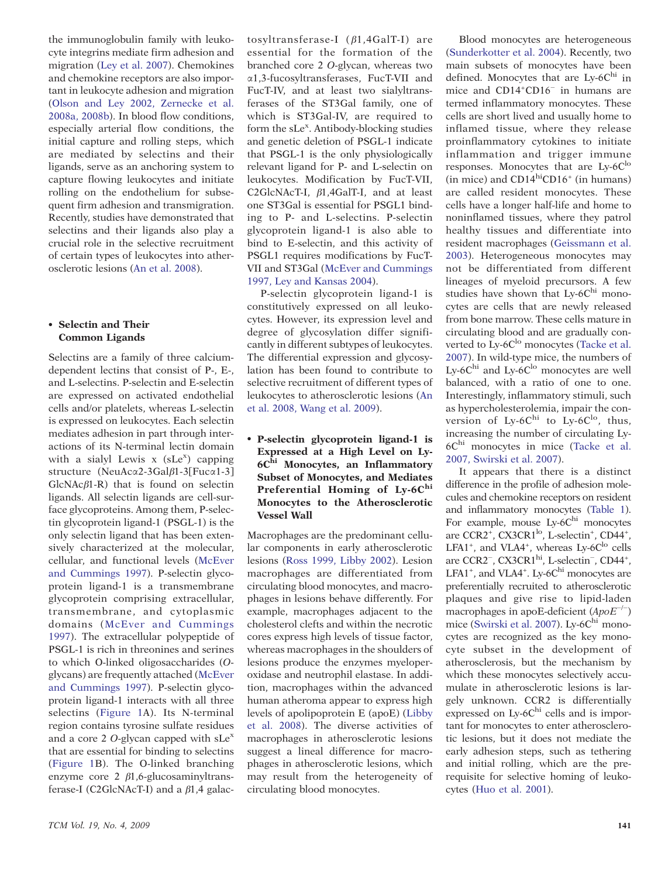the immunoglobulin family with leukocyte integrins mediate firm adhesion and migration (Ley et al. 2007). Chemokines and chemokine receptors are also important in leukocyte adhesion and migration (Olson and Ley 2002, Zernecke et al. 2008a, 2008b). In blood flow conditions, especially arterial flow conditions, the initial capture and rolling steps, which are mediated by selectins and their ligands, serve as an anchoring system to capture flowing leukocytes and initiate rolling on the endothelium for subsequent firm adhesion and transmigration. Recently, studies have demonstrated that selectins and their ligands also play a crucial role in the selective recruitment of certain types of leukocytes into atherosclerotic lesions (An et al. 2008).

## • Selectin and Their Common Ligands

Selectins are a family of three calcium-dependent lectins that consist of P-, E-, and L-selectins. P-selectin and E-selectin are expressed on activated endothelial cells and/or platelets, whereas L-selectin is expressed on leukocytes. Each selectin mediates adhesion in part through interactions of its N-terminal lectin domain with a sialyl Lewis x (sLe$^x$) capping structure (NeuAcα2-3Galβ1-3[Fucα1-3] GlcNAcβ1-R) that is found on selectin ligands. All selectin ligands are cell-surface glycoproteins. Among them, P-selectin glycoprotein ligand-1 (PSGL-1) is the only selectin ligand that has been extensively characterized at the molecular, cellular, and functional levels (McEver and Cummings 1997). P-selectin glycoprotein ligand-1 is a transmembrane glycoprotein comprising extracellular, transmembrane, and cytoplasmic domains (McEver and Cummings 1997). The extracellular polypeptide of PSGL-1 is rich in threonines and serines to which O-linked oligosaccharides (*O*-glycans) are frequently attached (McEver and Cummings 1997). P-selectin glycoprotein ligand-1 interacts with all three selectins (Figure 1A). Its N-terminal region contains tyrosine sulfate residues and a core 2 *O*-glycan capped with sLe$^x$ that are essential for binding to selectins (Figure 1B). The O-linked branching enzyme core 2 β1,6-glucosaminyltransferase-I (C2GlcNAcT-I) and a β1,4 galactosyltransferase-I (β1,4GalT-I) are essential for the formation of the branched core 2 *O*-glycan, whereas two α1,3-fucosyltransferases, FucT-VII and FucT-IV, and at least two sialyltransferases of the ST3Gal family, one of which is ST3Gal-IV, are required to form the sLe$^x$. Antibody-blocking studies and genetic deletion of PSGL-1 indicate that PSGL-1 is the only physiologically relevant ligand for P- and L-selectin on leukocytes. Modification by FucT-VII, C2GlcNAcT-I, β1,4GalT-I, and at least one ST3Gal is essential for PSGL1 binding to P- and L-selectins. P-selectin glycoprotein ligand-1 is also able to bind to E-selectin, and this activity of PSGL1 requires modifications by FucT-VII and ST3Gal (McEver and Cummings 1997, Ley and Kansas 2004).

P-selectin glycoprotein ligand-1 is constitutively expressed on all leukocytes. However, its expression level and degree of glycosylation differ significantly in different subtypes of leukocytes. The differential expression and glycosylation has been found to contribute to selective recruitment of different types of leukocytes to atherosclerotic lesions (An et al. 2008, Wang et al. 2009).

## • P-selectin glycoprotein ligand-1 is Expressed at a High Level on Ly-6C$^{hi}$ Monocytes, an Inflammatory Subset of Monocytes, and Mediates Preferential Homing of Ly-6C$^{hi}$ Monocytes to the Atherosclerotic Vessel Wall

Macrophages are the predominant cellular components in early atherosclerotic lesions (Ross 1999, Libby 2002). Lesion macrophages are differentiated from circulating blood monocytes, and macrophages in lesions behave differently. For example, macrophages adjacent to the cholesterol clefts and within the necrotic cores express high levels of tissue factor, whereas macrophages in the shoulders of lesions produce the enzymes myeloperoxidase and neutrophil elastase. In addition, macrophages within the advanced human atheroma appear to express high levels of apolipoprotein E (apoE) (Libby et al. 2008). The diverse activities of macrophages in atherosclerotic lesions suggest a lineal difference for macrophages in atherosclerotic lesions, which may result from the heterogeneity of circulating blood monocytes.

Blood monocytes are heterogeneous (Sunderkotter et al. 2004). Recently, two main subsets of monocytes have been defined. Monocytes that are Ly-6C$^{hi}$ in mice and CD14$^+$CD16$^-$ in humans are termed inflammatory monocytes. These cells are short lived and usually home to inflamed tissue, where they release proinflammatory cytokines to initiate inflammation and trigger immune responses. Monocytes that are Ly-6C$^{lo}$ (in mice) and CD14$^{hi}$CD16$^+$ (in humans) are called resident monocytes. These cells have a longer half-life and home to noninflamed tissues, where they patrol healthy tissues and differentiate into resident macrophages (Geissmann et al. 2003). Heterogeneous monocytes may not be differentiated from different lineages of myeloid precursors. A few studies have shown that Ly-6C$^{hi}$ monocytes are cells that are newly released from bone marrow. These cells mature in circulating blood and are gradually converted to Ly-6C$^{lo}$ monocytes (Tacke et al. 2007). In wild-type mice, the numbers of Ly-6C$^{hi}$ and Ly-6C$^{lo}$ monocytes are well balanced, with a ratio of one to one. Interestingly, inflammatory stimuli, such as hypercholesterolemia, impair the conversion of Ly-6C$^{hi}$ to Ly-6C$^{lo}$, thus, increasing the number of circulating Ly-6C$^{hi}$ monocytes in mice (Tacke et al. 2007, Swirski et al. 2007).

It appears that there is a distinct difference in the profile of adhesion molecules and chemokine receptors on resident and inflammatory monocytes (Table 1). For example, mouse Ly-6C$^{hi}$ monocytes are CCR2$^+$, CX3CR1$^{lo}$, L-selectin$^+$, CD44$^+$, LFA1$^+$, and VLA4$^+$, whereas Ly-6C$^{lo}$ cells are CCR2$^-$, CX3CR1$^{hi}$, L-selectin$^-$, CD44$^+$, LFA1$^+$, and VLA4$^+$. Ly-6C$^{hi}$ monocytes are preferentially recruited to atherosclerotic plaques and give rise to lipid-laden macrophages in apoE-deficient (*ApoE*$^{-/-}$) mice (Swirski et al. 2007). Ly-6C$^{hi}$ monocytes are recognized as the key monocyte subset in the development of atherosclerosis, but the mechanism by which these monocytes selectively accumulate in atherosclerotic lesions is largely unknown. CCR2 is differentially expressed on Ly-6C$^{hi}$ cells and is important for monocytes to enter atherosclerotic lesions, but it does not mediate the early adhesion steps, such as tethering and initial rolling, which are the prerequisite for selective homing of leukocytes (Huo et al. 2001).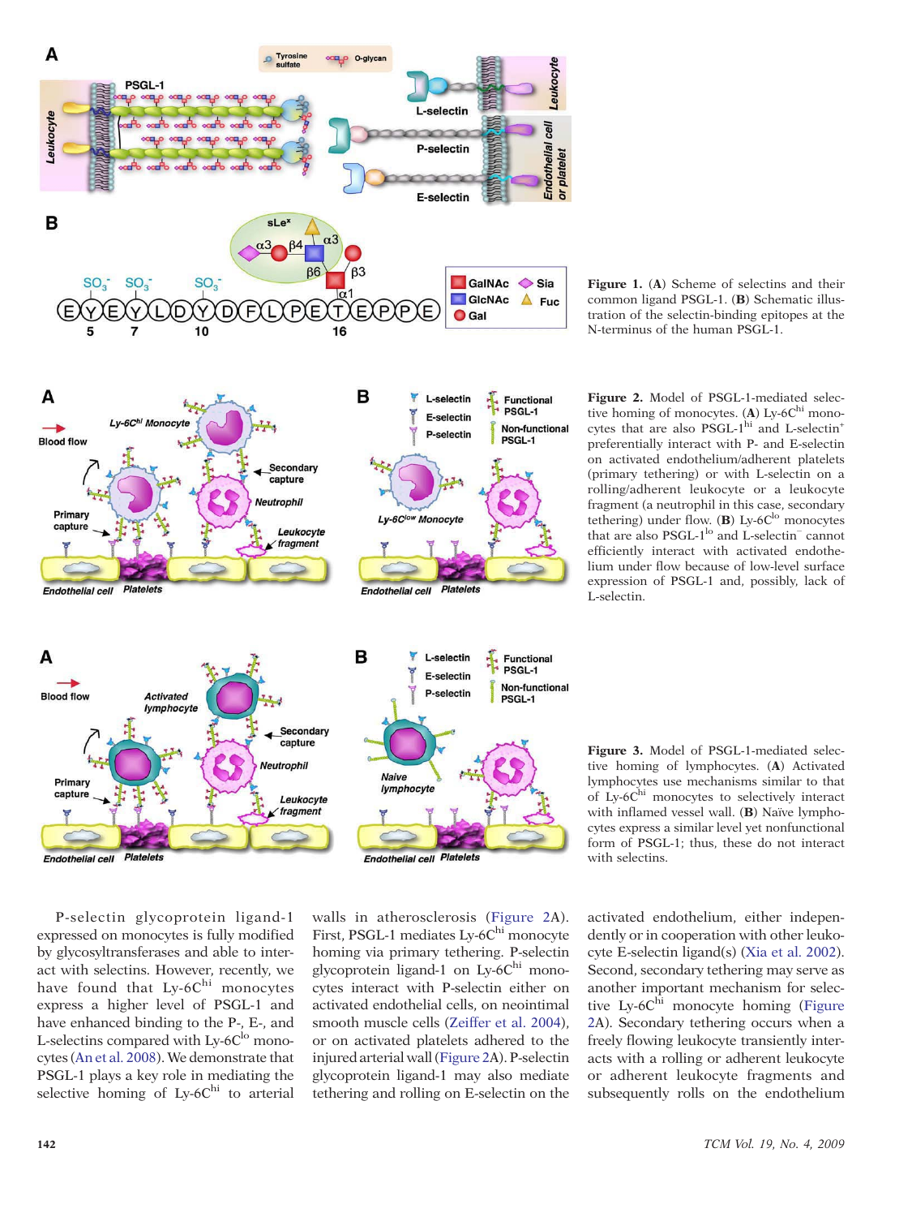**Figure 1.** (**A**) Scheme of selectins and their common ligand PSGL-1. (**B**) Schematic illustration of the selectin-binding epitopes at the N-terminus of the human PSGL-1.

**Figure 2.** Model of PSGL-1-mediated selective homing of monocytes. (**A**) Ly-6C$^{hi}$ monocytes that are also PSGL-1$^{hi}$ and L-selectin$^{+}$ preferentially interact with P- and E-selectin on activated endothelium/adherent platelets (primary tethering) or with L-selectin on a rolling/adherent leukocyte or a leukocyte fragment (a neutrophil in this case, secondary tethering) under flow. (**B**) Ly-6C$^{lo}$ monocytes that are also PSGL-1$^{lo}$ and L-selectin$^{-}$ cannot efficiently interact with activated endothelium under flow because of low-level surface expression of PSGL-1 and, possibly, lack of L-selectin.

**Figure 3.** Model of PSGL-1-mediated selective homing of lymphocytes. (**A**) Activated lymphocytes use mechanisms similar to that of Ly-6C$^{hi}$ monocytes to selectively interact with inflamed vessel wall. (**B**) Naïve lymphocytes express a similar level yet nonfunctional form of PSGL-1; thus, these do not interact with selectins.

P-selectin glycoprotein ligand-1 expressed on monocytes is fully modified by glycosyltransferases and able to interact with selectins. However, recently, we have found that Ly-6C$^{hi}$ monocytes express a higher level of PSGL-1 and have enhanced binding to the P-, E-, and L-selectins compared with Ly-6C$^{lo}$ monocytes (An et al. 2008). We demonstrate that PSGL-1 plays a key role in mediating the selective homing of Ly-6C$^{hi}$ to arterial walls in atherosclerosis (Figure 2A). First, PSGL-1 mediates Ly-6C$^{hi}$ monocyte homing via primary tethering. P-selectin glycoprotein ligand-1 on Ly-6C$^{hi}$ monocytes interact with P-selectin either on activated endothelial cells, on neointimal smooth muscle cells (Zeiffer et al. 2004), or on activated platelets adhered to the injured arterial wall (Figure 2A). P-selectin glycoprotein ligand-1 may also mediate tethering and rolling on E-selectin on the activated endothelium, either independently or in cooperation with other leukocyte E-selectin ligand(s) (Xia et al. 2002). Second, secondary tethering may serve as another important mechanism for selective Ly-6C$^{hi}$ monocyte homing (Figure 2A). Secondary tethering occurs when a freely flowing leukocyte transiently interacts with a rolling or adherent leukocyte or adherent leukocyte fragments and subsequently rolls on the endothelium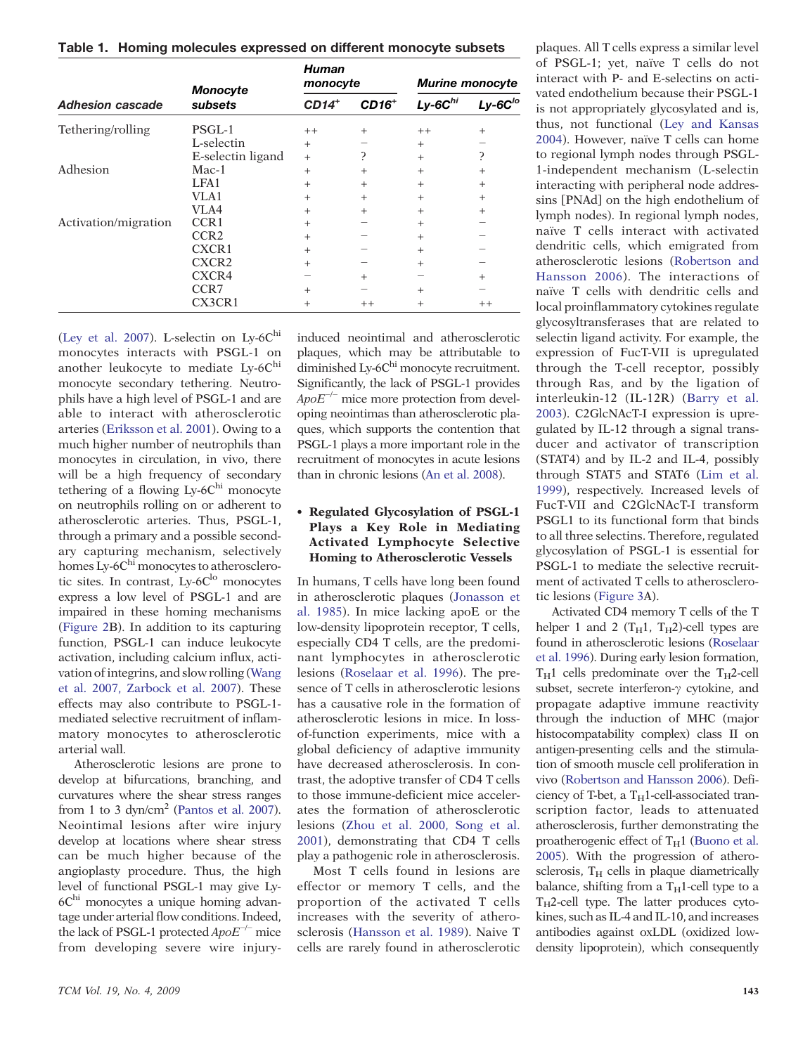**Table 1. Homing molecules expressed on different monocyte subsets**

| *Adhesion cascade* | *Monocyte subsets* | *Human monocyte* | | *Murine monocyte* | |
|---|---|---|---|---|---|
| | | *CD14*$^{+}$ | *CD16*$^{+}$ | *Ly-6C*$^{hi}$ | *Ly-6C*$^{lo}$ |
| Tethering/rolling | PSGL-1 | ++ | + | ++ | + |
| | L-selectin | + | − | + | − |
| | E-selectin ligand | + | ? | + | ? |
| Adhesion | Mac-1 | + | + | + | + |
| | LFA1 | + | + | + | + |
| | VLA1 | + | + | + | + |
| | VLA4 | + | + | + | + |
| Activation/migration | CCR1 | + | − | + | − |
| | CCR2 | + | − | + | − |
| | CXCR1 | + | − | + | − |
| | CXCR2 | + | − | + | − |
| | CXCR4 | − | + | − | + |
| | CCR7 | + | − | + | − |
| | CX3CR1 | + | ++ | + | ++ |

(Ley et al. 2007). L-selectin on Ly-6C$^{hi}$ monocytes interacts with PSGL-1 on another leukocyte to mediate Ly-6C$^{hi}$ monocyte secondary tethering. Neutrophils have a high level of PSGL-1 and are able to interact with atherosclerotic arteries (Eriksson et al. 2001). Owing to a much higher number of neutrophils than monocytes in circulation, in vivo, there will be a high frequency of secondary tethering of a flowing Ly-6C$^{hi}$ monocyte on neutrophils rolling on or adherent to atherosclerotic arteries. Thus, PSGL-1, through a primary and a possible secondary capturing mechanism, selectively homes Ly-6C$^{hi}$ monocytes to atherosclerotic sites. In contrast, Ly-6C$^{lo}$ monocytes express a low level of PSGL-1 and are impaired in these homing mechanisms (Figure 2B). In addition to its capturing function, PSGL-1 can induce leukocyte activation, including calcium influx, activation of integrins, and slow rolling (Wang et al. 2007, Zarbock et al. 2007). These effects may also contribute to PSGL-1-mediated selective recruitment of inflammatory monocytes to atherosclerotic arterial wall.

Atherosclerotic lesions are prone to develop at bifurcations, branching, and curvatures where the shear stress ranges from 1 to 3 dyn/cm$^2$ (Pantos et al. 2007). Neointimal lesions after wire injury develop at locations where shear stress can be much higher because of the angioplasty procedure. Thus, the high level of functional PSGL-1 may give Ly-6C$^{hi}$ monocytes a unique homing advantage under arterial flow conditions. Indeed, the lack of PSGL-1 protected *ApoE*$^{-/-}$ mice from developing severe wire injury-induced neointimal and atherosclerotic plaques, which may be attributable to diminished Ly-6C$^{hi}$ monocyte recruitment. Significantly, the lack of PSGL-1 provides *ApoE*$^{-/-}$ mice more protection from developing neointimas than atherosclerotic plaques, which supports the contention that PSGL-1 plays a more important role in the recruitment of monocytes in acute lesions than in chronic lesions (An et al. 2008).

- **Regulated Glycosylation of PSGL-1 Plays a Key Role in Mediating Activated Lymphocyte Selective Homing to Atherosclerotic Vessels**

In humans, T cells have long been found in atherosclerotic plaques (Jonasson et al. 1985). In mice lacking apoE or the low-density lipoprotein receptor, T cells, especially CD4 T cells, are the predominant lymphocytes in atherosclerotic lesions (Roselaar et al. 1996). The presence of T cells in atherosclerotic lesions has a causative role in the formation of atherosclerotic lesions in mice. In loss-of-function experiments, mice with a global deficiency of adaptive immunity have decreased atherosclerosis. In contrast, the adoptive transfer of CD4 T cells to those immune-deficient mice accelerates the formation of atherosclerotic lesions (Zhou et al. 2000, Song et al. 2001), demonstrating that CD4 T cells play a pathogenic role in atherosclerosis.

Most T cells found in lesions are effector or memory T cells, and the proportion of the activated T cells increases with the severity of atherosclerosis (Hansson et al. 1989). Naive T cells are rarely found in atherosclerotic plaques. All T cells express a similar level of PSGL-1; yet, naïve T cells do not interact with P- and E-selectins on activated endothelium because their PSGL-1 is not appropriately glycosylated and is, thus, not functional (Ley and Kansas 2004). However, naïve T cells can home to regional lymph nodes through PSGL-1-independent mechanism (L-selectin interacting with peripheral node addressins [PNAd] on the high endothelium of lymph nodes). In regional lymph nodes, naïve T cells interact with activated dendritic cells, which emigrated from atherosclerotic lesions (Robertson and Hansson 2006). The interactions of naïve T cells with dendritic cells and local proinflammatory cytokines regulate glycosyltransferases that are related to selectin ligand activity. For example, the expression of FucT-VII is upregulated through the T-cell receptor, possibly through Ras, and by the ligation of interleukin-12 (IL-12R) (Barry et al. 2003). C2GlcNAcT-I expression is upregulated by IL-12 through a signal transducer and activator of transcription (STAT4) and by IL-2 and IL-4, possibly through STAT5 and STAT6 (Lim et al. 1999), respectively. Increased levels of FucT-VII and C2GlcNAcT-I transform PSGL1 to its functional form that binds to all three selectins. Therefore, regulated glycosylation of PSGL-1 is essential for PSGL-1 to mediate the selective recruitment of activated T cells to atherosclerotic lesions (Figure 3A).

Activated CD4 memory T cells of the T helper 1 and 2 ($T_H1$, $T_H2$)-cell types are found in atherosclerotic lesions (Roselaar et al. 1996). During early lesion formation, $T_H1$ cells predominate over the $T_H2$-cell subset, secrete interferon-γ cytokine, and propagate adaptive immune reactivity through the induction of MHC (major histocompatibility complex) class II on antigen-presenting cells and the stimulation of smooth muscle cell proliferation in vivo (Robertson and Hansson 2006). Deficiency of T-bet, a $T_H1$-cell-associated transcription factor, leads to attenuated atherosclerosis, further demonstrating the proatherogenic effect of $T_H1$ (Buono et al. 2005). With the progression of atherosclerosis, $T_H$ cells in plaque diametrically balance, shifting from a $T_H1$-cell type to a $T_H2$-cell type. The latter produces cytokines, such as IL-4 and IL-10, and increases antibodies against oxLDL (oxidized low-density lipoprotein), which consequently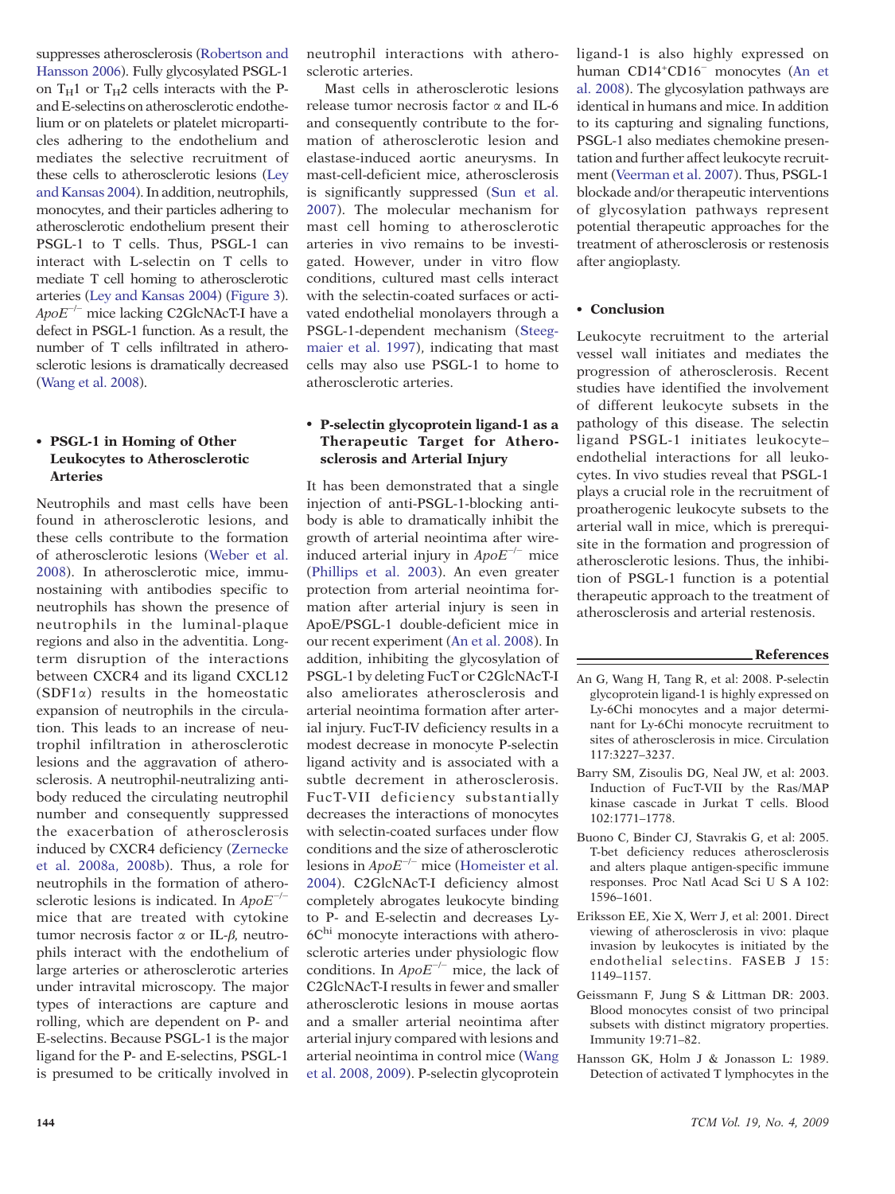suppresses atherosclerosis (Robertson and Hansson 2006). Fully glycosylated PSGL-1 on $T_H1$ or $T_H2$ cells interacts with the P- and E-selectins on atherosclerotic endothelium or on platelets or platelet microparticles adhering to the endothelium and mediates the selective recruitment of these cells to atherosclerotic lesions (Ley and Kansas 2004). In addition, neutrophils, monocytes, and their particles adhering to atherosclerotic endothelium present their PSGL-1 to T cells. Thus, PSGL-1 can interact with L-selectin on T cells to mediate T cell homing to atherosclerotic arteries (Ley and Kansas 2004) (Figure 3). $ApoE^{-/-}$ mice lacking C2GlcNAcT-I have a defect in PSGL-1 function. As a result, the number of T cells infiltrated in atherosclerotic lesions is dramatically decreased (Wang et al. 2008).

## • PSGL-1 in Homing of Other Leukocytes to Atherosclerotic Arteries

Neutrophils and mast cells have been found in atherosclerotic lesions, and these cells contribute to the formation of atherosclerotic lesions (Weber et al. 2008). In atherosclerotic mice, immunostaining with antibodies specific to neutrophils has shown the presence of neutrophils in the luminal-plaque regions and also in the adventitia. Long-term disruption of the interactions between CXCR4 and its ligand CXCL12 (SDF1$\alpha$) results in the homeostatic expansion of neutrophils in the circulation. This leads to an increase of neutrophil infiltration in atherosclerotic lesions and the aggravation of atherosclerosis. A neutrophil-neutralizing antibody reduced the circulating neutrophil number and consequently suppressed the exacerbation of atherosclerosis induced by CXCR4 deficiency (Zernecke et al. 2008a, 2008b). Thus, a role for neutrophils in the formation of atherosclerotic lesions is indicated. In $ApoE^{-/-}$ mice that are treated with cytokine tumor necrosis factor $\alpha$ or IL-$\beta$, neutrophils interact with the endothelium of large arteries or atherosclerotic arteries under intravital microscopy. The major types of interactions are capture and rolling, which are dependent on P- and E-selectins. Because PSGL-1 is the major ligand for the P- and E-selectins, PSGL-1 is presumed to be critically involved in neutrophil interactions with atherosclerotic arteries.

Mast cells in atherosclerotic lesions release tumor necrosis factor $\alpha$ and IL-6 and consequently contribute to the formation of atherosclerotic lesion and elastase-induced aortic aneurysms. In mast-cell-deficient mice, atherosclerosis is significantly suppressed (Sun et al. 2007). The molecular mechanism for mast cell homing to atherosclerotic arteries in vivo remains to be investigated. However, under in vitro flow conditions, cultured mast cells interact with the selectin-coated surfaces or activated endothelial monolayers through a PSGL-1-dependent mechanism (Steegmaier et al. 1997), indicating that mast cells may also use PSGL-1 to home to atherosclerotic arteries.

## • P-selectin glycoprotein ligand-1 as a Therapeutic Target for Atherosclerosis and Arterial Injury

It has been demonstrated that a single injection of anti-PSGL-1-blocking antibody is able to dramatically inhibit the growth of arterial neointima after wire-induced arterial injury in $ApoE^{-/-}$ mice (Phillips et al. 2003). An even greater protection from arterial neointima formation after arterial injury is seen in ApoE/PSGL-1 double-deficient mice in our recent experiment (An et al. 2008). In addition, inhibiting the glycosylation of PSGL-1 by deleting FucT or C2GlcNAcT-I also ameliorates atherosclerosis and arterial neointima formation after arterial injury. FucT-IV deficiency results in a modest decrease in monocyte P-selectin ligand activity and is associated with a subtle decrement in atherosclerosis. FucT-VII deficiency substantially decreases the interactions of monocytes with selectin-coated surfaces under flow conditions and the size of atherosclerotic lesions in $ApoE^{-/-}$ mice (Homeister et al. 2004). C2GlcNAcT-I deficiency almost completely abrogates leukocyte binding to P- and E-selectin and decreases Ly-$6C^{hi}$ monocyte interactions with atherosclerotic arteries under physiologic flow conditions. In $ApoE^{-/-}$ mice, the lack of C2GlcNAcT-I results in fewer and smaller atherosclerotic lesions in mouse aortas and a smaller arterial neointima after arterial injury compared with lesions and arterial neointima in control mice (Wang et al. 2008, 2009). P-selectin glycoprotein ligand-1 is also highly expressed on human $CD14^+CD16^-$ monocytes (An et al. 2008). The glycosylation pathways are identical in humans and mice. In addition to its capturing and signaling functions, PSGL-1 also mediates chemokine presentation and further affect leukocyte recruitment (Veerman et al. 2007). Thus, PSGL-1 blockade and/or therapeutic interventions of glycosylation pathways represent potential therapeutic approaches for the treatment of atherosclerosis or restenosis after angioplasty.

## • Conclusion

Leukocyte recruitment to the arterial vessel wall initiates and mediates the progression of atherosclerosis. Recent studies have identified the involvement of different leukocyte subsets in the pathology of this disease. The selectin ligand PSGL-1 initiates leukocyte–endothelial interactions for all leukocytes. In vivo studies reveal that PSGL-1 plays a crucial role in the recruitment of proatherogenic leukocyte subsets to the arterial wall in mice, which is prerequisite in the formation and progression of atherosclerotic lesions. Thus, the inhibition of PSGL-1 function is a potential therapeutic approach to the treatment of atherosclerosis and arterial restenosis.

## References

An G, Wang H, Tang R, et al: 2008. P-selectin glycoprotein ligand-1 is highly expressed on Ly-6Chi monocytes and a major determinant for Ly-6Chi monocyte recruitment to sites of atherosclerosis in mice. Circulation 117:3227–3237.

Barry SM, Zisoulis DG, Neal JW, et al: 2003. Induction of FucT-VII by the Ras/MAP kinase cascade in Jurkat T cells. Blood 102:1771–1778.

Buono C, Binder CJ, Stavrakis G, et al: 2005. T-bet deficiency reduces atherosclerosis and alters plaque antigen-specific immune responses. Proc Natl Acad Sci U S A 102: 1596–1601.

Eriksson EE, Xie X, Werr J, et al: 2001. Direct viewing of atherosclerosis in vivo: plaque invasion by leukocytes is initiated by the endothelial selectins. FASEB J 15: 1149–1157.

Geissmann F, Jung S & Littman DR: 2003. Blood monocytes consist of two principal subsets with distinct migratory properties. Immunity 19:71–82.

Hansson GK, Holm J & Jonasson L: 1989. Detection of activated T lymphocytes in the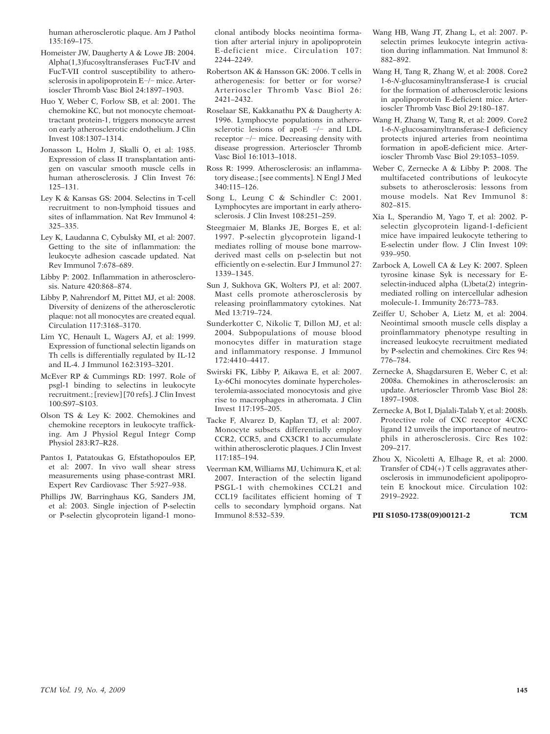human atherosclerotic plaque. Am J Pathol 135:169–175.

Homeister JW, Daugherty A & Lowe JB: 2004. Alpha(1,3)fucosyltransferases FucT-IV and FucT-VII control susceptibility to atherosclerosis in apolipoprotein E−/− mice. Arterioscler Thromb Vasc Biol 24:1897–1903.

Huo Y, Weber C, Forlow SB, et al: 2001. The chemokine KC, but not monocyte chemoattractant protein-1, triggers monocyte arrest on early atherosclerotic endothelium. J Clin Invest 108:1307–1314.

Jonasson L, Holm J, Skalli O, et al: 1985. Expression of class II transplantation antigen on vascular smooth muscle cells in human atherosclerosis. J Clin Invest 76: 125–131.

Ley K & Kansas GS: 2004. Selectins in T-cell recruitment to non-lymphoid tissues and sites of inflammation. Nat Rev Immunol 4: 325–335.

Ley K, Laudanna C, Cybulsky MI, et al: 2007. Getting to the site of inflammation: the leukocyte adhesion cascade updated. Nat Rev Immunol 7:678–689.

Libby P: 2002. Inflammation in atherosclerosis. Nature 420:868–874.

Libby P, Nahrendorf M, Pittet MJ, et al: 2008. Diversity of denizens of the atherosclerotic plaque: not all monocytes are created equal. Circulation 117:3168–3170.

Lim YC, Henault L, Wagers AJ, et al: 1999. Expression of functional selectin ligands on Th cells is differentially regulated by IL-12 and IL-4. J Immunol 162:3193–3201.

McEver RP & Cummings RD: 1997. Role of psgl-1 binding to selectins in leukocyte recruitment.; [review] [70 refs]. J Clin Invest 100:S97–S103.

Olson TS & Ley K: 2002. Chemokines and chemokine receptors in leukocyte trafficking. Am J Physiol Regul Integr Comp Physiol 283:R7–R28.

Pantos I, Patatoukas G, Efstathopoulos EP, et al: 2007. In vivo wall shear stress measurements using phase-contrast MRI. Expert Rev Cardiovasc Ther 5:927–938.

Phillips JW, Barringhaus KG, Sanders JM, et al: 2003. Single injection of P-selectin or P-selectin glycoprotein ligand-1 monoclonal antibody blocks neointima formation after arterial injury in apolipoprotein E-deficient mice. Circulation 107: 2244–2249.

Robertson AK & Hansson GK: 2006. T cells in atherogenesis: for better or for worse? Arterioscler Thromb Vasc Biol 26: 2421–2432.

Roselaar SE, Kakkanathu PX & Daugherty A: 1996. Lymphocyte populations in atherosclerotic lesions of apoE −/− and LDL receptor −/− mice. Decreasing density with disease progression. Arterioscler Thromb Vasc Biol 16:1013–1018.

Ross R: 1999. Atherosclerosis: an inflammatory disease.; [see comments]. N Engl J Med 340:115–126.

Song L, Leung C & Schindler C: 2001. Lymphocytes are important in early atherosclerosis. J Clin Invest 108:251–259.

Steegmaier M, Blanks JE, Borges E, et al: 1997. P-selectin glycoprotein ligand-1 mediates rolling of mouse bone marrow-derived mast cells on p-selectin but not efficiently on e-selectin. Eur J Immunol 27: 1339–1345.

Sun J, Sukhova GK, Wolters PJ, et al: 2007. Mast cells promote atherosclerosis by releasing proinflammatory cytokines. Nat Med 13:719–724.

Sunderkotter C, Nikolic T, Dillon MJ, et al: 2004. Subpopulations of mouse blood monocytes differ in maturation stage and inflammatory response. J Immunol 172:4410–4417.

Swirski FK, Libby P, Aikawa E, et al: 2007. Ly-6Chi monocytes dominate hypercholesterolemia-associated monocytosis and give rise to macrophages in atheromata. J Clin Invest 117:195–205.

Tacke F, Alvarez D, Kaplan TJ, et al: 2007. Monocyte subsets differentially employ CCR2, CCR5, and CX3CR1 to accumulate within atherosclerotic plaques. J Clin Invest 117:185–194.

Veerman KM, Williams MJ, Uchimura K, et al: 2007. Interaction of the selectin ligand PSGL-1 with chemokines CCL21 and CCL19 facilitates efficient homing of T cells to secondary lymphoid organs. Nat Immunol 8:532–539.

Wang HB, Wang JT, Zhang L, et al: 2007. P-selectin primes leukocyte integrin activation during inflammation. Nat Immunol 8: 882–892.

Wang H, Tang R, Zhang W, et al: 2008. Core2 1-6-*N*-glucosaminyltransferase-I is crucial for the formation of atherosclerotic lesions in apolipoprotein E-deficient mice. Arterioscler Thromb Vasc Biol 29:180–187.

Wang H, Zhang W, Tang R, et al: 2009. Core2 1-6-*N*-glucosaminyltransferase-I deficiency protects injured arteries from neointima formation in apoE-deficient mice. Arterioscler Thromb Vasc Biol 29:1053–1059.

Weber C, Zernecke A & Libby P: 2008. The multifaceted contributions of leukocyte subsets to atherosclerosis: lessons from mouse models. Nat Rev Immunol 8: 802–815.

Xia L, Sperandio M, Yago T, et al: 2002. P-selectin glycoprotein ligand-1-deficient mice have impaired leukocyte tethering to E-selectin under flow. J Clin Invest 109: 939–950.

Zarbock A, Lowell CA & Ley K: 2007. Spleen tyrosine kinase Syk is necessary for E-selectin-induced alpha (L)beta(2) integrin-mediated rolling on intercellular adhesion molecule-1. Immunity 26:773–783.

Zeiffer U, Schober A, Lietz M, et al: 2004. Neointimal smooth muscle cells display a proinflammatory phenotype resulting in increased leukocyte recruitment mediated by P-selectin and chemokines. Circ Res 94: 776–784.

Zernecke A, Shagdarsuren E, Weber C, et al: 2008a. Chemokines in atherosclerosis: an update. Arterioscler Thromb Vasc Biol 28: 1897–1908.

Zernecke A, Bot I, Djalali-Talab Y, et al: 2008b. Protective role of CXC receptor 4/CXC ligand 12 unveils the importance of neutrophils in atherosclerosis. Circ Res 102: 209–217.

Zhou X, Nicoletti A, Elhage R, et al: 2000. Transfer of CD4(+) T cells aggravates atherosclerosis in immunodeficient apolipoprotein E knockout mice. Circulation 102: 2919–2922.

**PII S1050-1738(09)00121-2 TCM**